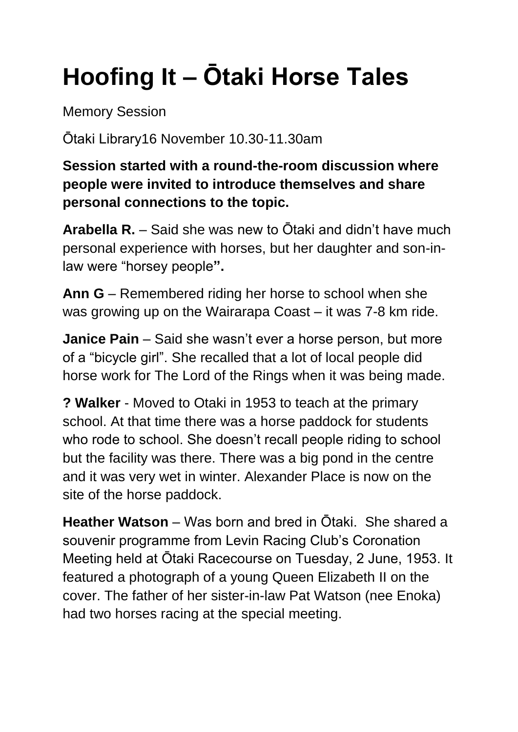# Hoofing It – Ōtaki Horse Tales

Memory Session

Ōtaki Library16 November 10.30-11.30am

**Session started with a round-the-room discussion where people were invited to introduce themselves and share personal connections to the topic.**

**Arabella R.** – Said she was new to Ōtaki and didn't have much personal experience with horses, but her daughter and son-in-law were "horsey people**".**

**Ann G** – Remembered riding her horse to school when she was growing up on the Wairarapa Coast – it was 7-8 km ride.

**Janice Pain** – Said she wasn't ever a horse person, but more of a "bicycle girl". She recalled that a lot of local people did horse work for The Lord of the Rings when it was being made.

**? Walker** - Moved to Otaki in 1953 to teach at the primary school. At that time there was a horse paddock for students who rode to school. She doesn't recall people riding to school but the facility was there. There was a big pond in the centre and it was very wet in winter. Alexander Place is now on the site of the horse paddock.

**Heather Watson** – Was born and bred in Ōtaki. She shared a souvenir programme from Levin Racing Club's Coronation Meeting held at Ōtaki Racecourse on Tuesday, 2 June, 1953. It featured a photograph of a young Queen Elizabeth II on the cover. The father of her sister-in-law Pat Watson (nee Enoka) had two horses racing at the special meeting.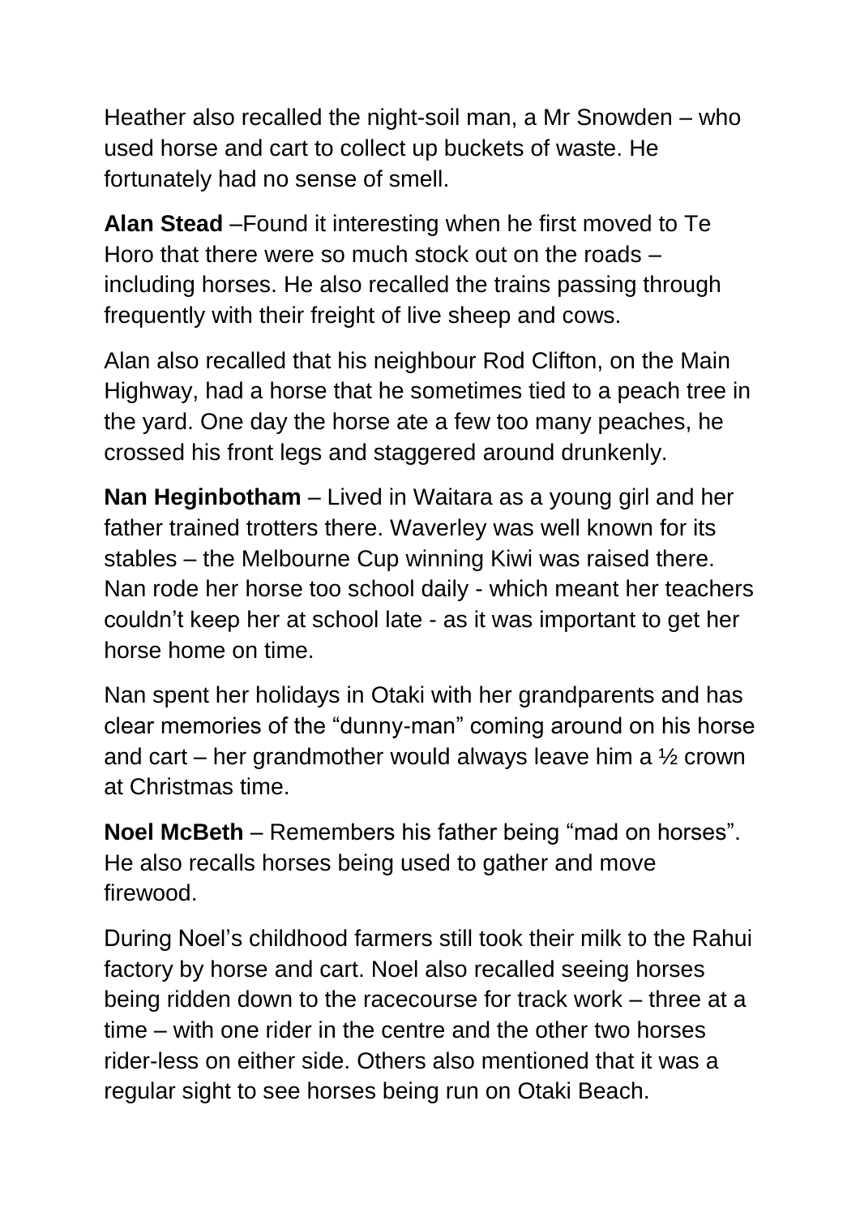Heather also recalled the night-soil man, a Mr Snowden – who used horse and cart to collect up buckets of waste. He fortunately had no sense of smell.

**Alan Stead** –Found it interesting when he first moved to Te Horo that there were so much stock out on the roads – including horses. He also recalled the trains passing through frequently with their freight of live sheep and cows.

Alan also recalled that his neighbour Rod Clifton, on the Main Highway, had a horse that he sometimes tied to a peach tree in the yard. One day the horse ate a few too many peaches, he crossed his front legs and staggered around drunkenly.

**Nan Heginbotham** – Lived in Waitara as a young girl and her father trained trotters there. Waverley was well known for its stables – the Melbourne Cup winning Kiwi was raised there. Nan rode her horse too school daily - which meant her teachers couldn't keep her at school late - as it was important to get her horse home on time.

Nan spent her holidays in Otaki with her grandparents and has clear memories of the "dunny-man" coming around on his horse and cart – her grandmother would always leave him a ½ crown at Christmas time.

**Noel McBeth** – Remembers his father being "mad on horses". He also recalls horses being used to gather and move firewood.

During Noel's childhood farmers still took their milk to the Rahui factory by horse and cart. Noel also recalled seeing horses being ridden down to the racecourse for track work – three at a time – with one rider in the centre and the other two horses rider-less on either side. Others also mentioned that it was a regular sight to see horses being run on Otaki Beach.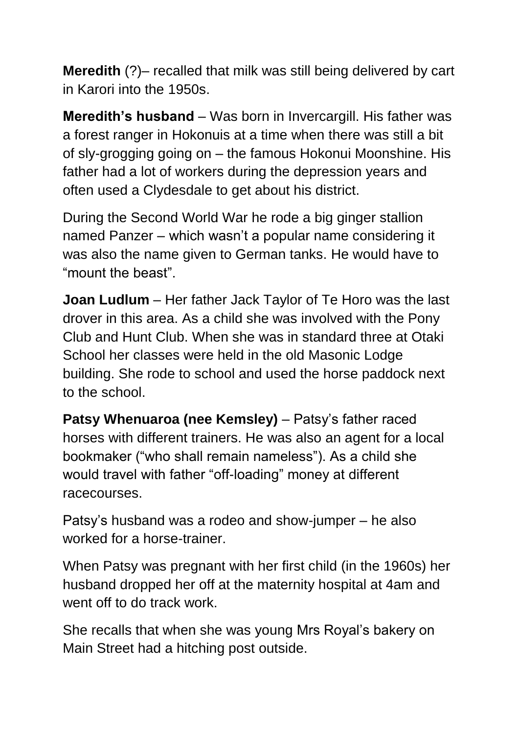**Meredith** (?)– recalled that milk was still being delivered by cart in Karori into the 1950s.

**Meredith's husband** – Was born in Invercargill. His father was a forest ranger in Hokonuis at a time when there was still a bit of sly-grogging going on – the famous Hokonui Moonshine. His father had a lot of workers during the depression years and often used a Clydesdale to get about his district.

During the Second World War he rode a big ginger stallion named Panzer – which wasn't a popular name considering it was also the name given to German tanks. He would have to "mount the beast".

**Joan Ludlum** – Her father Jack Taylor of Te Horo was the last drover in this area. As a child she was involved with the Pony Club and Hunt Club. When she was in standard three at Otaki School her classes were held in the old Masonic Lodge building. She rode to school and used the horse paddock next to the school.

**Patsy Whenuaroa (nee Kemsley)** – Patsy's father raced horses with different trainers. He was also an agent for a local bookmaker ("who shall remain nameless"). As a child she would travel with father "off-loading" money at different racecourses.

Patsy's husband was a rodeo and show-jumper – he also worked for a horse-trainer.

When Patsy was pregnant with her first child (in the 1960s) her husband dropped her off at the maternity hospital at 4am and went off to do track work.

She recalls that when she was young Mrs Royal's bakery on Main Street had a hitching post outside.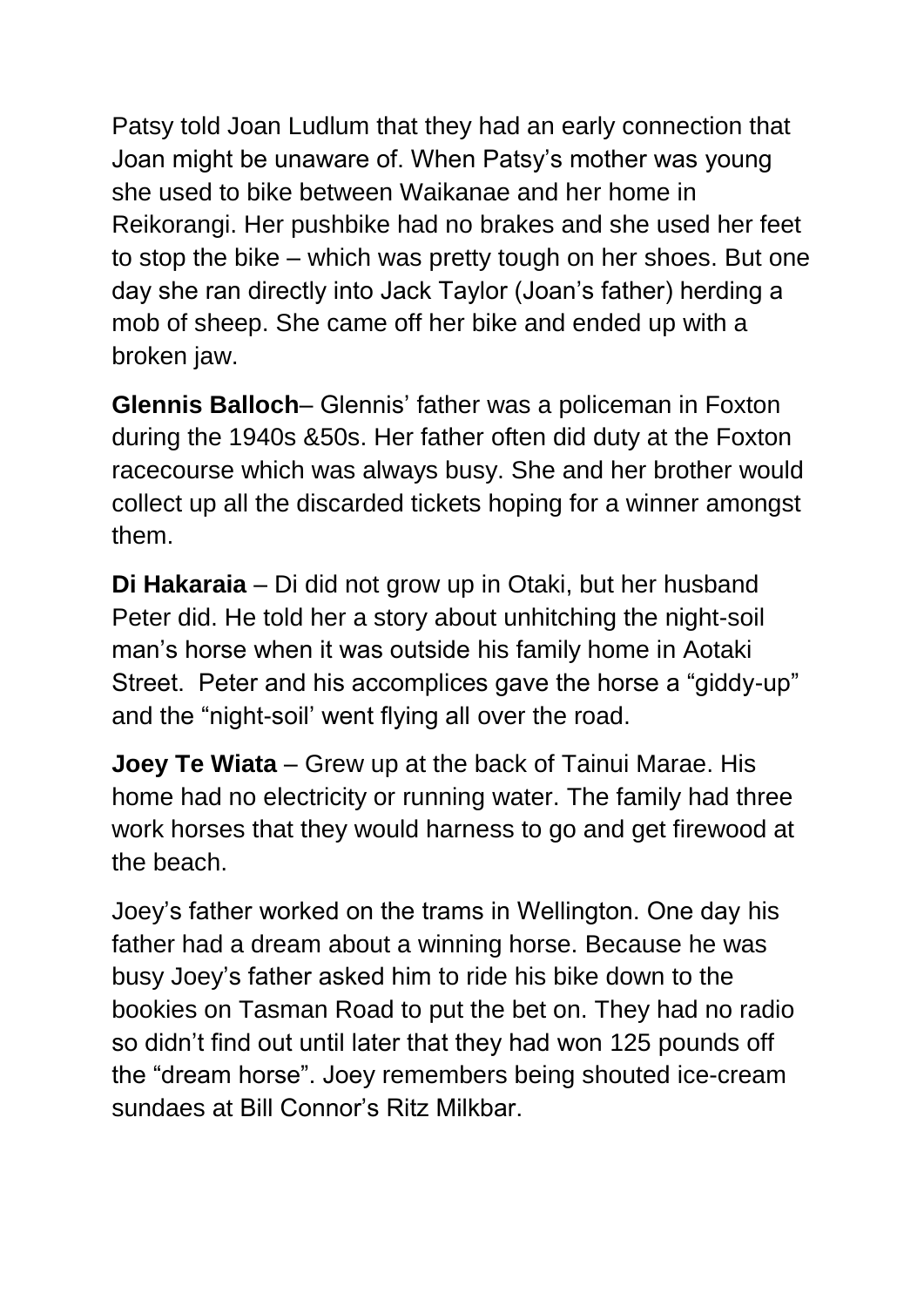Patsy told Joan Ludlum that they had an early connection that Joan might be unaware of. When Patsy's mother was young she used to bike between Waikanae and her home in Reikorangi. Her pushbike had no brakes and she used her feet to stop the bike – which was pretty tough on her shoes. But one day she ran directly into Jack Taylor (Joan's father) herding a mob of sheep. She came off her bike and ended up with a broken jaw.

**Glennis Balloch**– Glennis' father was a policeman in Foxton during the 1940s &50s. Her father often did duty at the Foxton racecourse which was always busy. She and her brother would collect up all the discarded tickets hoping for a winner amongst them.

**Di Hakaraia** – Di did not grow up in Otaki, but her husband Peter did. He told her a story about unhitching the night-soil man's horse when it was outside his family home in Aotaki Street. Peter and his accomplices gave the horse a "giddy-up" and the "night-soil' went flying all over the road.

**Joey Te Wiata** – Grew up at the back of Tainui Marae. His home had no electricity or running water. The family had three work horses that they would harness to go and get firewood at the beach.

Joey's father worked on the trams in Wellington. One day his father had a dream about a winning horse. Because he was busy Joey's father asked him to ride his bike down to the bookies on Tasman Road to put the bet on. They had no radio so didn't find out until later that they had won 125 pounds off the "dream horse". Joey remembers being shouted ice-cream sundaes at Bill Connor's Ritz Milkbar.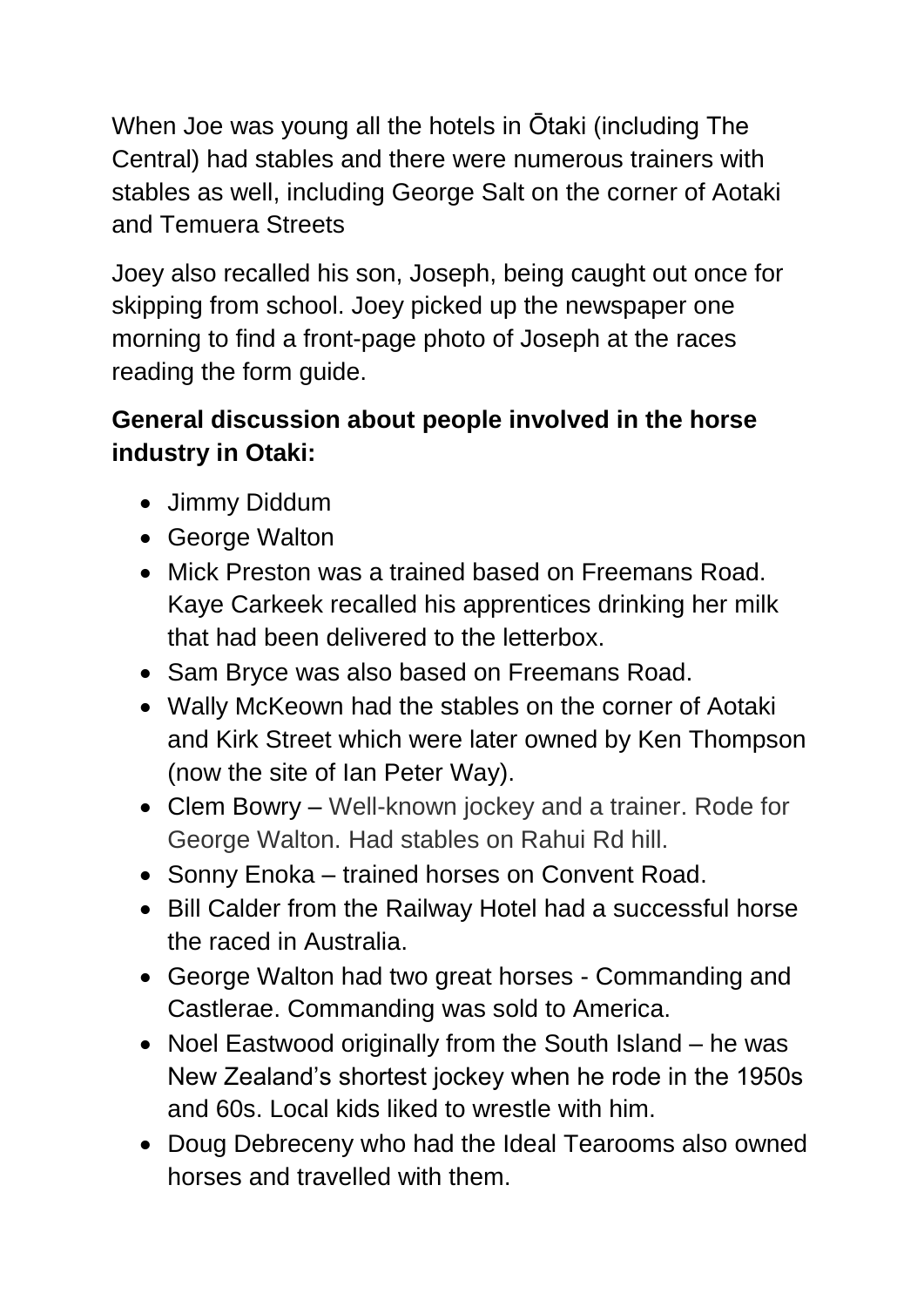When Joe was young all the hotels in Ōtaki (including The Central) had stables and there were numerous trainers with stables as well, including George Salt on the corner of Aotaki and Temuera Streets

Joey also recalled his son, Joseph, being caught out once for skipping from school. Joey picked up the newspaper one morning to find a front-page photo of Joseph at the races reading the form guide.

**General discussion about people involved in the horse industry in Otaki:**

- Jimmy Diddum
- George Walton
- Mick Preston was a trained based on Freemans Road. Kaye Carkeek recalled his apprentices drinking her milk that had been delivered to the letterbox.
- Sam Bryce was also based on Freemans Road.
- Wally McKeown had the stables on the corner of Aotaki and Kirk Street which were later owned by Ken Thompson (now the site of Ian Peter Way).
- Clem Bowry – Well-known jockey and a trainer. Rode for George Walton. Had stables on Rahui Rd hill.
- Sonny Enoka – trained horses on Convent Road.
- Bill Calder from the Railway Hotel had a successful horse the raced in Australia.
- George Walton had two great horses - Commanding and Castlerae. Commanding was sold to America.
- Noel Eastwood originally from the South Island – he was New Zealand's shortest jockey when he rode in the 1950s and 60s. Local kids liked to wrestle with him.
- Doug Debreceny who had the Ideal Tearooms also owned horses and travelled with them.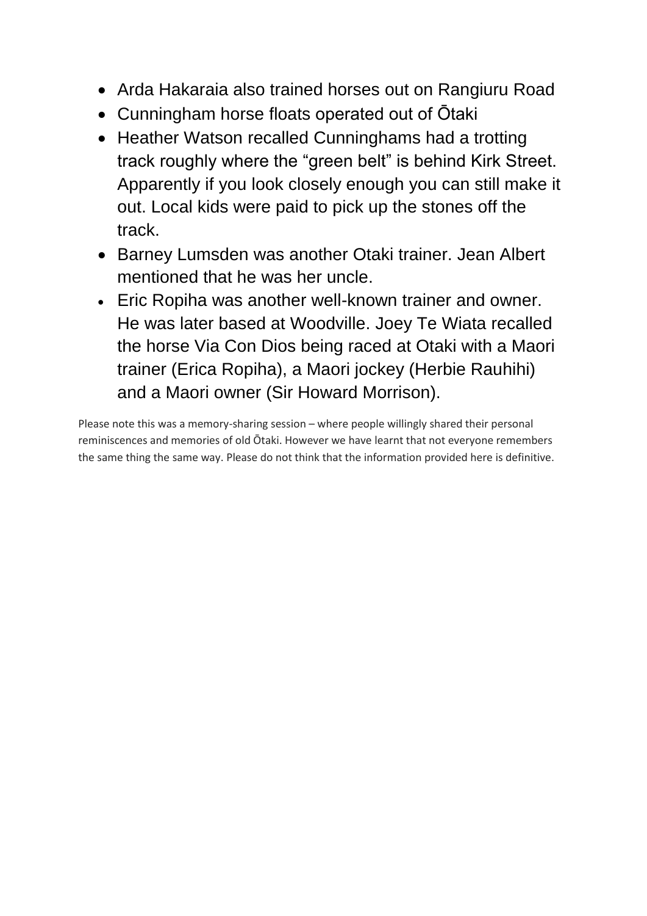- Arda Hakaraia also trained horses out on Rangiuru Road
- Cunningham horse floats operated out of Ōtaki
- Heather Watson recalled Cunninghams had a trotting track roughly where the "green belt" is behind Kirk Street. Apparently if you look closely enough you can still make it out. Local kids were paid to pick up the stones off the track.
- Barney Lumsden was another Otaki trainer. Jean Albert mentioned that he was her uncle.
- Eric Ropiha was another well-known trainer and owner. He was later based at Woodville. Joey Te Wiata recalled the horse Via Con Dios being raced at Otaki with a Maori trainer (Erica Ropiha), a Maori jockey (Herbie Rauhihi) and a Maori owner (Sir Howard Morrison).

Please note this was a memory-sharing session – where people willingly shared their personal reminiscences and memories of old Ōtaki. However we have learnt that not everyone remembers the same thing the same way. Please do not think that the information provided here is definitive.